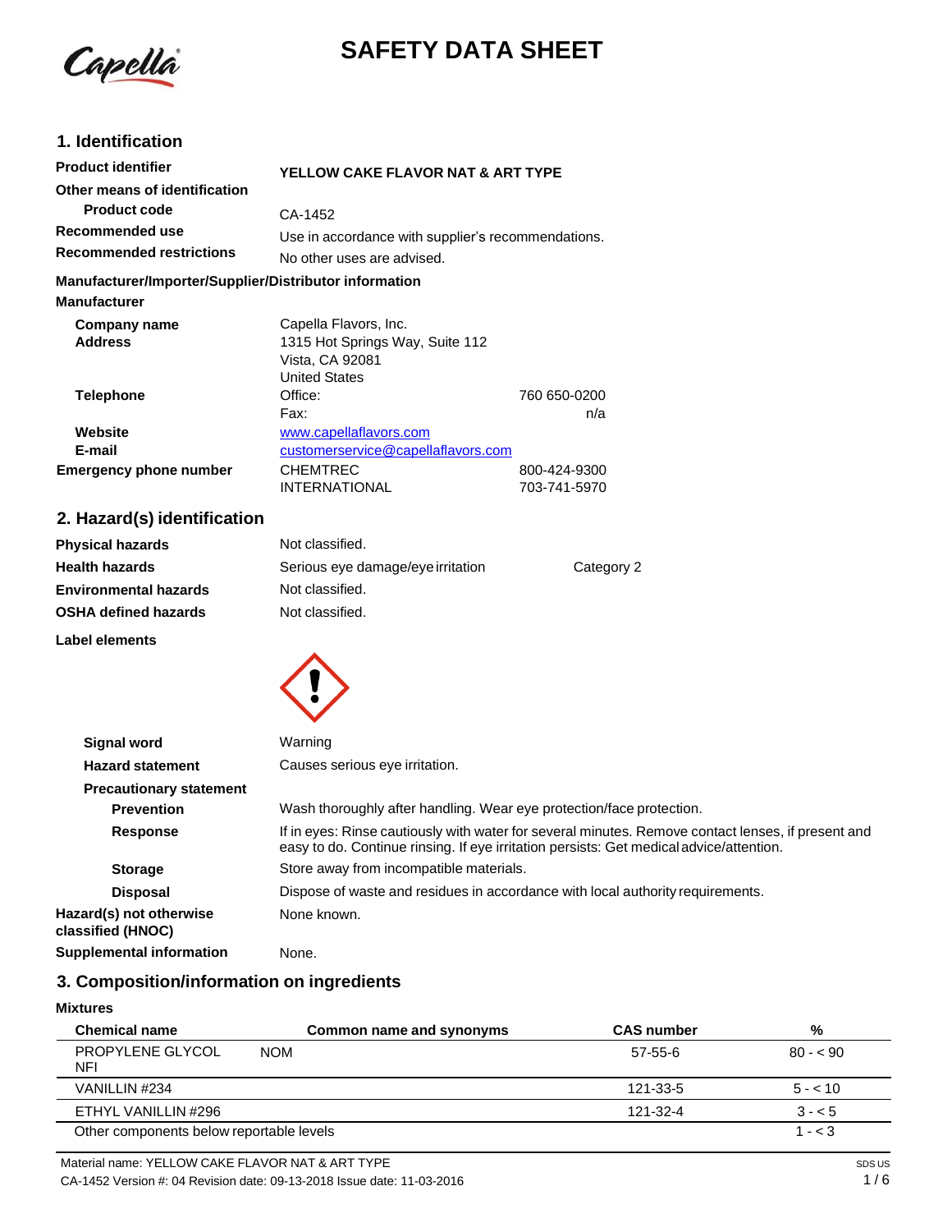# SAFETY DATA SHEET

## 1. Identification

| | |
|---|---|
| **Product identifier** | **YELLOW CAKE FLAVOR NAT & ART TYPE** |
| **Other means of identification** | |
| **Product code** | CA-1452 |
| **Recommended use** | Use in accordance with supplier's recommendations. |
| **Recommended restrictions** | No other uses are advised. |

**Manufacturer/Importer/Supplier/Distributor information**

**Manufacturer**

| | | |
|---|---|---|
| **Company name** | Capella Flavors, Inc. | |
| **Address** | 1315 Hot Springs Way, Suite 112<br>Vista, CA 92081<br>United States | |
| **Telephone** | Office: | 760 650-0200 |
| | Fax: | n/a |
| **Website** | www.capellaflavors.com | |
| **E-mail** | customerservice@capellaflavors.com | |
| **Emergency phone number** | CHEMTREC | 800-424-9300 |
| | INTERNATIONAL | 703-741-5970 |

## 2. Hazard(s) identification

| | | |
|---|---|---|
| **Physical hazards** | Not classified. | |
| **Health hazards** | Serious eye damage/eye irritation | Category 2 |
| **Environmental hazards** | Not classified. | |
| **OSHA defined hazards** | Not classified. | |

**Label elements**

| | |
|---|---|
| **Signal word** | Warning |
| **Hazard statement** | Causes serious eye irritation. |
| **Precautionary statement** | |
| **Prevention** | Wash thoroughly after handling. Wear eye protection/face protection. |
| **Response** | If in eyes: Rinse cautiously with water for several minutes. Remove contact lenses, if present and easy to do. Continue rinsing. If eye irritation persists: Get medical advice/attention. |
| **Storage** | Store away from incompatible materials. |
| **Disposal** | Dispose of waste and residues in accordance with local authority requirements. |
| **Hazard(s) not otherwise classified (HNOC)** | None known. |
| **Supplemental information** | None. |

## 3. Composition/information on ingredients

**Mixtures**

| Chemical name | Common name and synonyms | CAS number | % |
|---|---|---|---|
| PROPYLENE GLYCOL NFI | NOM | 57-55-6 | 80 - < 90 |
| VANILLIN #234 | | 121-33-5 | 5 - < 10 |
| ETHYL VANILLIN #296 | | 121-32-4 | 3 - < 5 |
| Other components below reportable levels | | | 1 - < 3 |

Material name: YELLOW CAKE FLAVOR NAT & ART TYPE

CA-1452 Version #: 04 Revision date: 09-13-2018 Issue date: 11-03-2016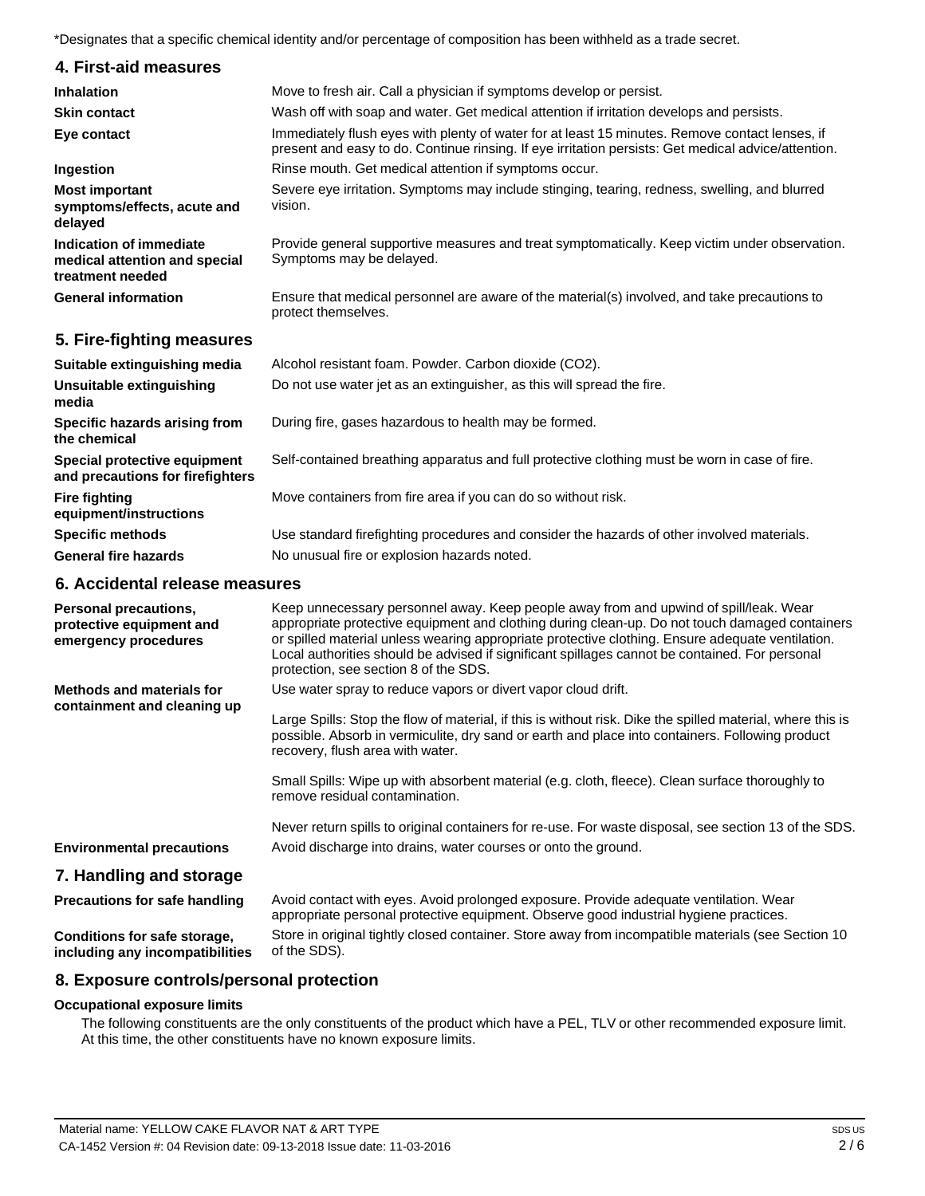*Designates that a specific chemical identity and/or percentage of composition has been withheld as a trade secret.

## 4. First-aid measures

| | |
|---|---|
| **Inhalation** | Move to fresh air. Call a physician if symptoms develop or persist. |
| **Skin contact** | Wash off with soap and water. Get medical attention if irritation develops and persists. |
| **Eye contact** | Immediately flush eyes with plenty of water for at least 15 minutes. Remove contact lenses, if present and easy to do. Continue rinsing. If eye irritation persists: Get medical advice/attention. |
| **Ingestion** | Rinse mouth. Get medical attention if symptoms occur. |
| **Most important symptoms/effects, acute and delayed** | Severe eye irritation. Symptoms may include stinging, tearing, redness, swelling, and blurred vision. |
| **Indication of immediate medical attention and special treatment needed** | Provide general supportive measures and treat symptomatically. Keep victim under observation. Symptoms may be delayed. |
| **General information** | Ensure that medical personnel are aware of the material(s) involved, and take precautions to protect themselves. |

## 5. Fire-fighting measures

| | |
|---|---|
| **Suitable extinguishing media** | Alcohol resistant foam. Powder. Carbon dioxide ($CO_2$). |
| **Unsuitable extinguishing media** | Do not use water jet as an extinguisher, as this will spread the fire. |
| **Specific hazards arising from the chemical** | During fire, gases hazardous to health may be formed. |
| **Special protective equipment and precautions for firefighters** | Self-contained breathing apparatus and full protective clothing must be worn in case of fire. |
| **Fire fighting equipment/instructions** | Move containers from fire area if you can do so without risk. |
| **Specific methods** | Use standard firefighting procedures and consider the hazards of other involved materials. |
| **General fire hazards** | No unusual fire or explosion hazards noted. |

## 6. Accidental release measures

**Personal precautions, protective equipment and emergency procedures**

Keep unnecessary personnel away. Keep people away from and upwind of spill/leak. Wear appropriate protective equipment and clothing during clean-up. Do not touch damaged containers or spilled material unless wearing appropriate protective clothing. Ensure adequate ventilation. Local authorities should be advised if significant spillages cannot be contained. For personal protection, see section 8 of the SDS.

**Methods and materials for containment and cleaning up**

Use water spray to reduce vapors or divert vapor cloud drift.

Large Spills: Stop the flow of material, if this is without risk. Dike the spilled material, where this is possible. Absorb in vermiculite, dry sand or earth and place into containers. Following product recovery, flush area with water.

Small Spills: Wipe up with absorbent material (e.g. cloth, fleece). Clean surface thoroughly to remove residual contamination.

Never return spills to original containers for re-use. For waste disposal, see section 13 of the SDS.

**Environmental precautions**

Avoid discharge into drains, water courses or onto the ground.

## 7. Handling and storage

| | |
|---|---|
| **Precautions for safe handling** | Avoid contact with eyes. Avoid prolonged exposure. Provide adequate ventilation. Wear appropriate personal protective equipment. Observe good industrial hygiene practices. |
| **Conditions for safe storage, including any incompatibilities** | Store in original tightly closed container. Store away from incompatible materials (see Section 10 of the SDS). |

## 8. Exposure controls/personal protection

### Occupational exposure limits

The following constituents are the only constituents of the product which have a PEL, TLV or other recommended exposure limit. At this time, the other constituents have no known exposure limits.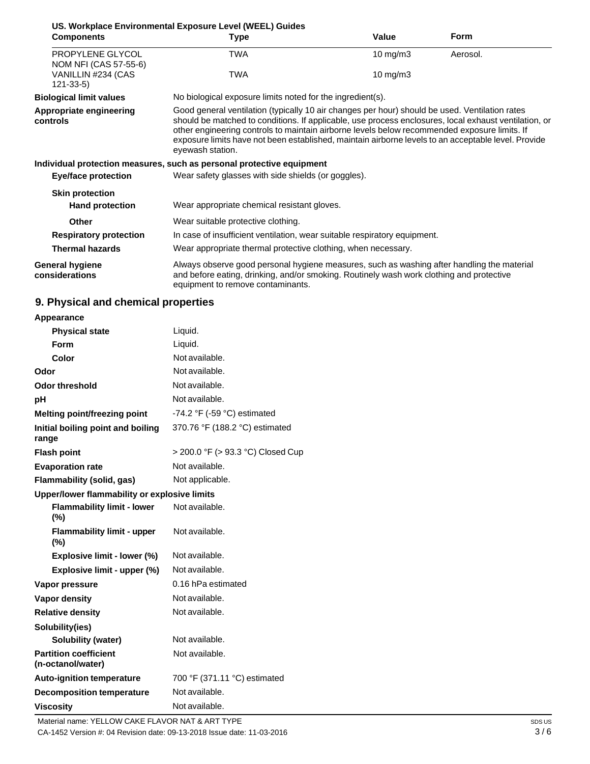**US. Workplace Environmental Exposure Level (WEEL) Guides**

| Components | Type | Value | Form |
|---|---|---|---|
| PROPYLENE GLYCOL NOM NFI (CAS 57-55-6) | TWA | 10 mg/m3 | Aerosol. |
| VANILLIN #234 (CAS 121-33-5) | TWA | 10 mg/m3 | |

**Biological limit values** No biological exposure limits noted for the ingredient(s).

**Appropriate engineering controls** Good general ventilation (typically 10 air changes per hour) should be used. Ventilation rates should be matched to conditions. If applicable, use process enclosures, local exhaust ventilation, or other engineering controls to maintain airborne levels below recommended exposure limits. If exposure limits have not been established, maintain airborne levels to an acceptable level. Provide eyewash station.

**Individual protection measures, such as personal protective equipment**

**Eye/face protection** Wear safety glasses with side shields (or goggles).

**Skin protection**

**Hand protection** Wear appropriate chemical resistant gloves.

**Other** Wear suitable protective clothing.

**Respiratory protection** In case of insufficient ventilation, wear suitable respiratory equipment.

**Thermal hazards** Wear appropriate thermal protective clothing, when necessary.

**General hygiene considerations** Always observe good personal hygiene measures, such as washing after handling the material and before eating, drinking, and/or smoking. Routinely wash work clothing and protective equipment to remove contaminants.

## 9. Physical and chemical properties

| Property | Value |
|---|---|
| **Appearance** | |
| **Physical state** | Liquid. |
| **Form** | Liquid. |
| **Color** | Not available. |
| **Odor** | Not available. |
| **Odor threshold** | Not available. |
| **pH** | Not available. |
| **Melting point/freezing point** | -74.2 °F (-59 °C) estimated |
| **Initial boiling point and boiling range** | 370.76 °F (188.2 °C) estimated |
| **Flash point** | > 200.0 °F (> 93.3 °C) Closed Cup |
| **Evaporation rate** | Not available. |
| **Flammability (solid, gas)** | Not applicable. |
| **Upper/lower flammability or explosive limits** | |
| **Flammability limit - lower (%)** | Not available. |
| **Flammability limit - upper (%)** | Not available. |
| **Explosive limit - lower (%)** | Not available. |
| **Explosive limit - upper (%)** | Not available. |
| **Vapor pressure** | 0.16 hPa estimated |
| **Vapor density** | Not available. |
| **Relative density** | Not available. |
| **Solubility(ies)** | |
| **Solubility (water)** | Not available. |
| **Partition coefficient (n-octanol/water)** | Not available. |
| **Auto-ignition temperature** | 700 °F (371.11 °C) estimated |
| **Decomposition temperature** | Not available. |
| **Viscosity** | Not available. |

Material name: YELLOW CAKE FLAVOR NAT & ART TYPE
CA-1452 Version #: 04 Revision date: 09-13-2018 Issue date: 11-03-2016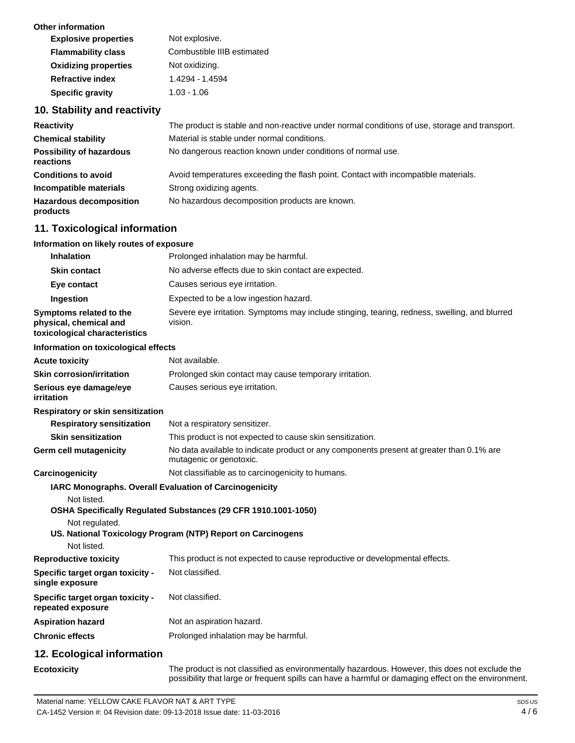**Other information**

| | |
|---|---|
| **Explosive properties** | Not explosive. |
| **Flammability class** | Combustible IIIB estimated |
| **Oxidizing properties** | Not oxidizing. |
| **Refractive index** | 1.4294 - 1.4594 |
| **Specific gravity** | 1.03 - 1.06 |

## 10. Stability and reactivity

| | |
|---|---|
| **Reactivity** | The product is stable and non-reactive under normal conditions of use, storage and transport. |
| **Chemical stability** | Material is stable under normal conditions. |
| **Possibility of hazardous reactions** | No dangerous reaction known under conditions of normal use. |
| **Conditions to avoid** | Avoid temperatures exceeding the flash point. Contact with incompatible materials. |
| **Incompatible materials** | Strong oxidizing agents. |
| **Hazardous decomposition products** | No hazardous decomposition products are known. |

## 11. Toxicological information

**Information on likely routes of exposure**

| | |
|---|---|
| **Inhalation** | Prolonged inhalation may be harmful. |
| **Skin contact** | No adverse effects due to skin contact are expected. |
| **Eye contact** | Causes serious eye irritation. |
| **Ingestion** | Expected to be a low ingestion hazard. |
| **Symptoms related to the physical, chemical and toxicological characteristics** | Severe eye irritation. Symptoms may include stinging, tearing, redness, swelling, and blurred vision. |

**Information on toxicological effects**

| | |
|---|---|
| **Acute toxicity** | Not available. |
| **Skin corrosion/irritation** | Prolonged skin contact may cause temporary irritation. |
| **Serious eye damage/eye irritation** | Causes serious eye irritation. |

**Respiratory or skin sensitization**

| | |
|---|---|
| **Respiratory sensitization** | Not a respiratory sensitizer. |
| **Skin sensitization** | This product is not expected to cause skin sensitization. |
| **Germ cell mutagenicity** | No data available to indicate product or any components present at greater than 0.1% are mutagenic or genotoxic. |
| **Carcinogenicity** | Not classifiable as to carcinogenicity to humans. |

**IARC Monographs. Overall Evaluation of Carcinogenicity**

Not listed.

**OSHA Specifically Regulated Substances (29 CFR 1910.1001-1050)**

Not regulated.

**US. National Toxicology Program (NTP) Report on Carcinogens**

Not listed.

| | |
|---|---|
| **Reproductive toxicity** | This product is not expected to cause reproductive or developmental effects. |
| **Specific target organ toxicity - single exposure** | Not classified. |
| **Specific target organ toxicity - repeated exposure** | Not classified. |
| **Aspiration hazard** | Not an aspiration hazard. |
| **Chronic effects** | Prolonged inhalation may be harmful. |

## 12. Ecological information

| | |
|---|---|
| **Ecotoxicity** | The product is not classified as environmentally hazardous. However, this does not exclude the possibility that large or frequent spills can have a harmful or damaging effect on the environment. |

Material name: YELLOW CAKE FLAVOR NAT & ART TYPE

CA-1452 Version #: 04 Revision date: 09-13-2018 Issue date: 11-03-2016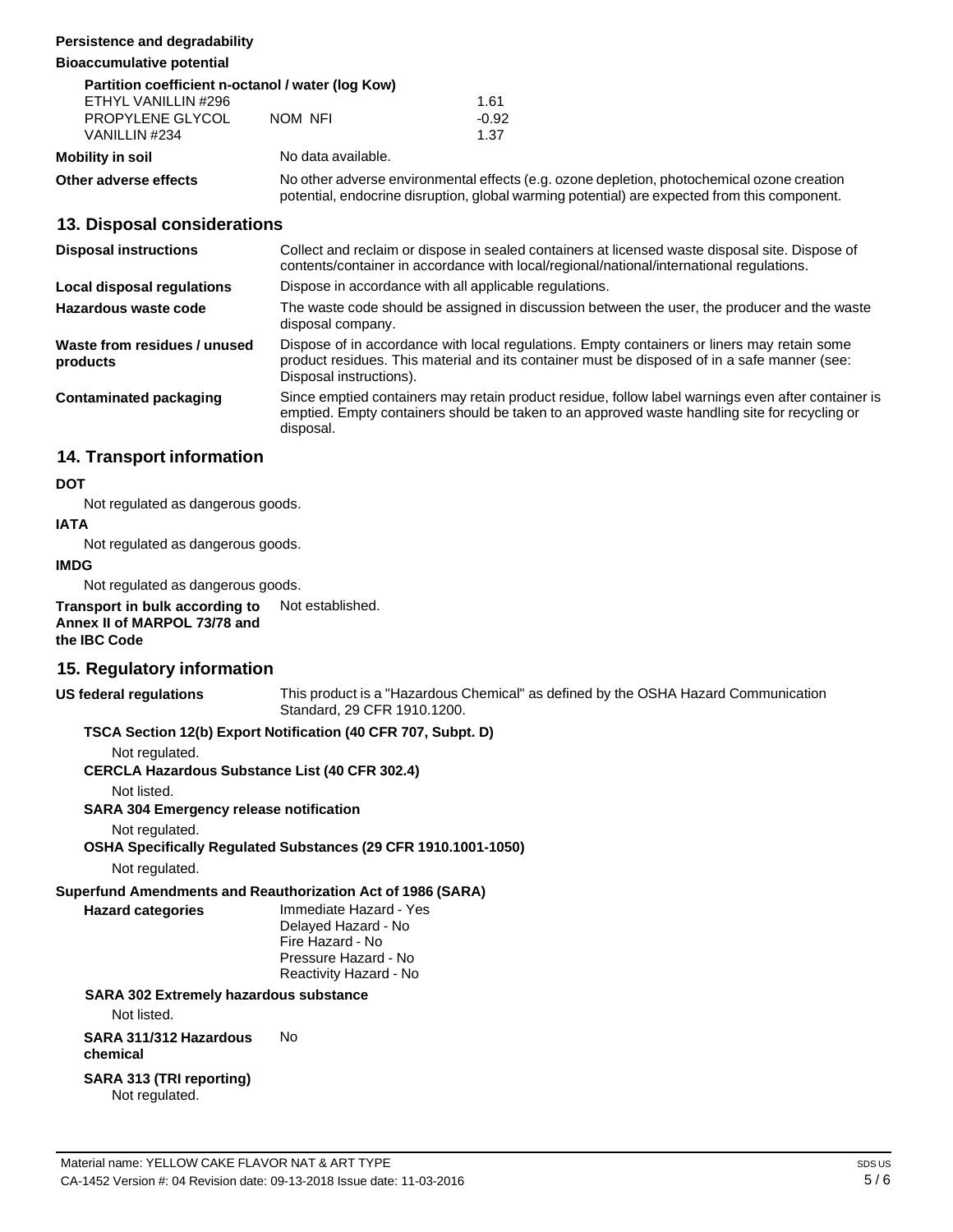**Persistence and degradability**

**Bioaccumulative potential**

**Partition coefficient n-octanol / water (log Kow)**

| | | |
|---|---|---|
| ETHYL VANILLIN #296 | | 1.61 |
| PROPYLENE GLYCOL | NOM NFI | -0.92 |
| VANILLIN #234 | | 1.37 |

**Mobility in soil** No data available.

**Other adverse effects** No other adverse environmental effects (e.g. ozone depletion, photochemical ozone creation potential, endocrine disruption, global warming potential) are expected from this component.

## 13. Disposal considerations

**Disposal instructions** Collect and reclaim or dispose in sealed containers at licensed waste disposal site. Dispose of contents/container in accordance with local/regional/national/international regulations.

**Local disposal regulations** Dispose in accordance with all applicable regulations.

**Hazardous waste code** The waste code should be assigned in discussion between the user, the producer and the waste disposal company.

**Waste from residues / unused products** Dispose of in accordance with local regulations. Empty containers or liners may retain some product residues. This material and its container must be disposed of in a safe manner (see: Disposal instructions).

**Contaminated packaging** Since emptied containers may retain product residue, follow label warnings even after container is emptied. Empty containers should be taken to an approved waste handling site for recycling or disposal.

## 14. Transport information

**DOT**

Not regulated as dangerous goods.

**IATA**

Not regulated as dangerous goods.

**IMDG**

Not regulated as dangerous goods.

**Transport in bulk according to Annex II of MARPOL 73/78 and the IBC Code** Not established.

## 15. Regulatory information

**US federal regulations** This product is a "Hazardous Chemical" as defined by the OSHA Hazard Communication Standard, 29 CFR 1910.1200.

**TSCA Section 12(b) Export Notification (40 CFR 707, Subpt. D)**

Not regulated.

**CERCLA Hazardous Substance List (40 CFR 302.4)**

Not listed.

**SARA 304 Emergency release notification**

Not regulated.

**OSHA Specifically Regulated Substances (29 CFR 1910.1001-1050)**

Not regulated.

**Superfund Amendments and Reauthorization Act of 1986 (SARA)**

**Hazard categories**
Immediate Hazard - Yes
Delayed Hazard - No
Fire Hazard - No
Pressure Hazard - No
Reactivity Hazard - No

**SARA 302 Extremely hazardous substance**

Not listed.

**SARA 311/312 Hazardous chemical** No

**SARA 313 (TRI reporting)**

Not regulated.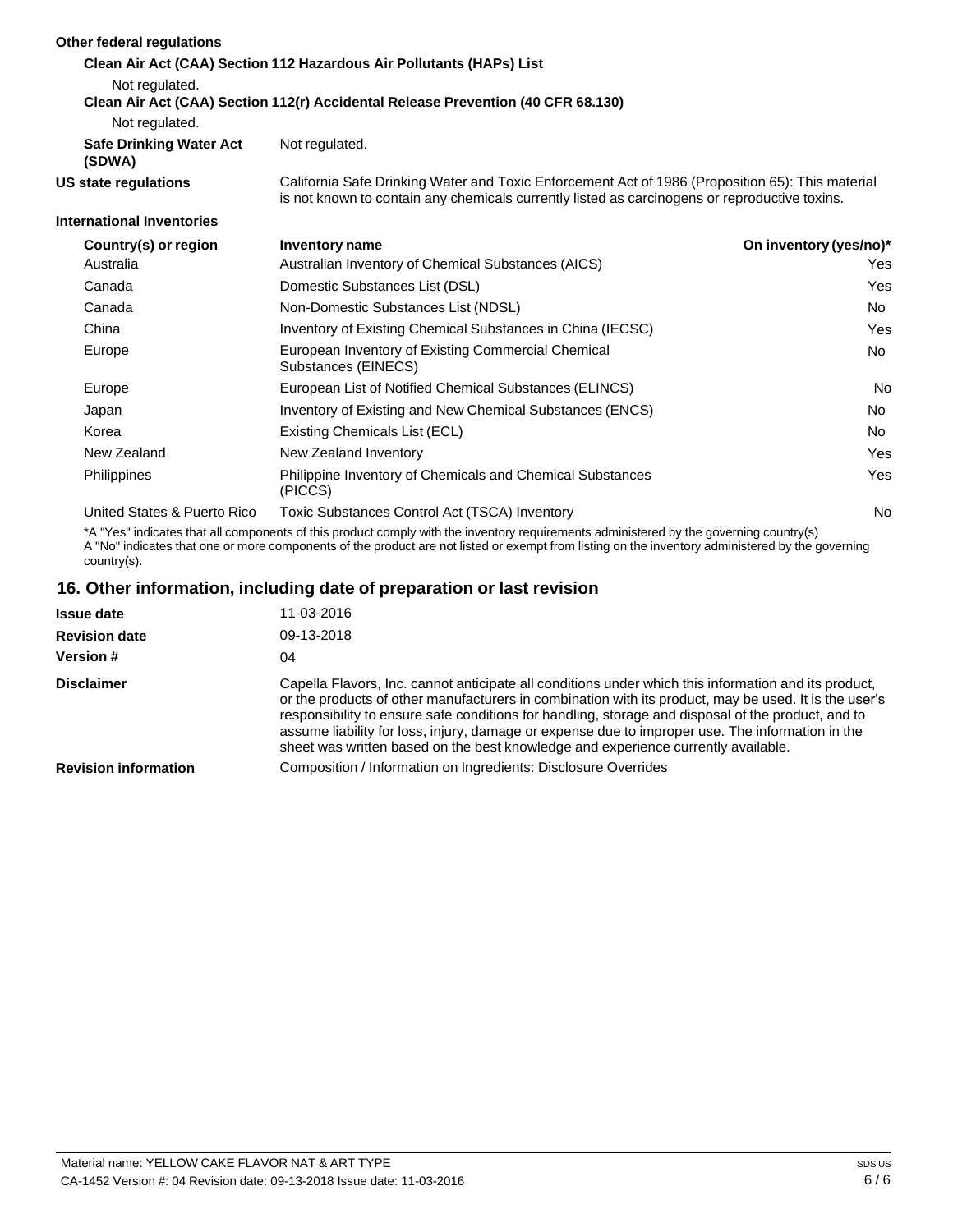**Other federal regulations**

**Clean Air Act (CAA) Section 112 Hazardous Air Pollutants (HAPs) List**

Not regulated.

**Clean Air Act (CAA) Section 112(r) Accidental Release Prevention (40 CFR 68.130)**

Not regulated.

**Safe Drinking Water Act (SDWA)** Not regulated.

**US state regulations** California Safe Drinking Water and Toxic Enforcement Act of 1986 (Proposition 65): This material is not known to contain any chemicals currently listed as carcinogens or reproductive toxins.

**International Inventories**

| Country(s) or region | Inventory name | On inventory (yes/no)* |
|---|---|---|
| Australia | Australian Inventory of Chemical Substances (AICS) | Yes |
| Canada | Domestic Substances List (DSL) | Yes |
| Canada | Non-Domestic Substances List (NDSL) | No |
| China | Inventory of Existing Chemical Substances in China (IECSC) | Yes |
| Europe | European Inventory of Existing Commercial Chemical Substances (EINECS) | No |
| Europe | European List of Notified Chemical Substances (ELINCS) | No |
| Japan | Inventory of Existing and New Chemical Substances (ENCS) | No |
| Korea | Existing Chemicals List (ECL) | No |
| New Zealand | New Zealand Inventory | Yes |
| Philippines | Philippine Inventory of Chemicals and Chemical Substances (PICCS) | Yes |
| United States & Puerto Rico | Toxic Substances Control Act (TSCA) Inventory | No |

*A "Yes" indicates that all components of this product comply with the inventory requirements administered by the governing country(s)
A "No" indicates that one or more components of the product are not listed or exempt from listing on the inventory administered by the governing country(s).

## 16. Other information, including date of preparation or last revision

**Issue date** 11-03-2016

**Revision date** 09-13-2018

**Version #** 04

**Disclaimer** Capella Flavors, Inc. cannot anticipate all conditions under which this information and its product, or the products of other manufacturers in combination with its product, may be used. It is the user's responsibility to ensure safe conditions for handling, storage and disposal of the product, and to assume liability for loss, injury, damage or expense due to improper use. The information in the sheet was written based on the best knowledge and experience currently available.

**Revision information** Composition / Information on Ingredients: Disclosure Overrides